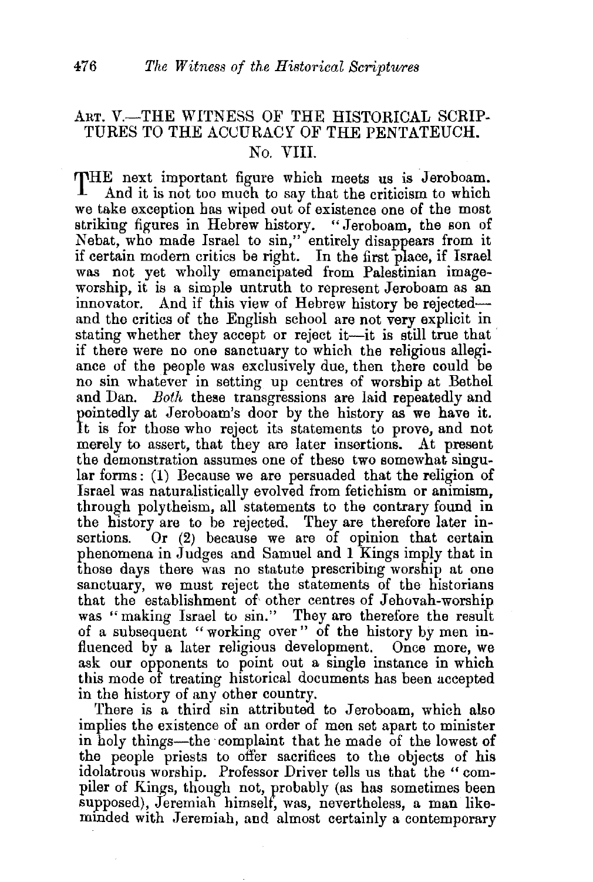## ART. V.—THE WITNESS OF THE HISTORICAL SCRIPTURES TO THE ACCURACY OF THE PENTATEUCH.

### No. VIII.

THE next important figure which meets us is Jeroboam. And it is not too much to say that the criticism to which we take exception has wiped out of existence one of the most striking figures in Hebrew history. "Jeroboam, the son of Nebat, who made Israel to sin," entirely disappears from it if certain modern critics be right. In the first place, if Israel was not yet wholly emancipated from Palestinian image-worship, it is a simple untruth to represent Jeroboam as an innovator. And if this view of Hebrew history be rejected—and the critics of the English school are not very explicit in stating whether they accept or reject it—it is still true that if there were no one sanctuary to which the religious allegiance of the people was exclusively due, then there could be no sin whatever in setting up centres of worship at Bethel and Dan. *Both* these transgressions are laid repeatedly and pointedly at Jeroboam's door by the history as we have it. It is for those who reject its statements to prove, and not merely to assert, that they are later insertions. At present the demonstration assumes one of these two somewhat singular forms: (1) Because we are persuaded that the religion of Israel was naturalistically evolved from fetichism or animism, through polytheism, all statements to the contrary found in the history are to be rejected. They are therefore later insertions. Or (2) because we are of opinion that certain phenomena in Judges and Samuel and 1 Kings imply that in those days there was no statute prescribing worship at one sanctuary, we must reject the statements of the historians that the establishment of other centres of Jehovah-worship was "making Israel to sin." They are therefore the result of a subsequent "working over" of the history by men influenced by a later religious development. Once more, we ask our opponents to point out a single instance in which this mode of treating historical documents has been accepted in the history of any other country.

There is a third sin attributed to Jeroboam, which also implies the existence of an order of men set apart to minister in holy things—the complaint that he made of the lowest of the people priests to offer sacrifices to the objects of his idolatrous worship. Professor Driver tells us that the "compiler of Kings, though not, probably (as has sometimes been supposed), Jeremiah himself, was, nevertheless, a man like-minded with Jeremiah, and almost certainly a contemporary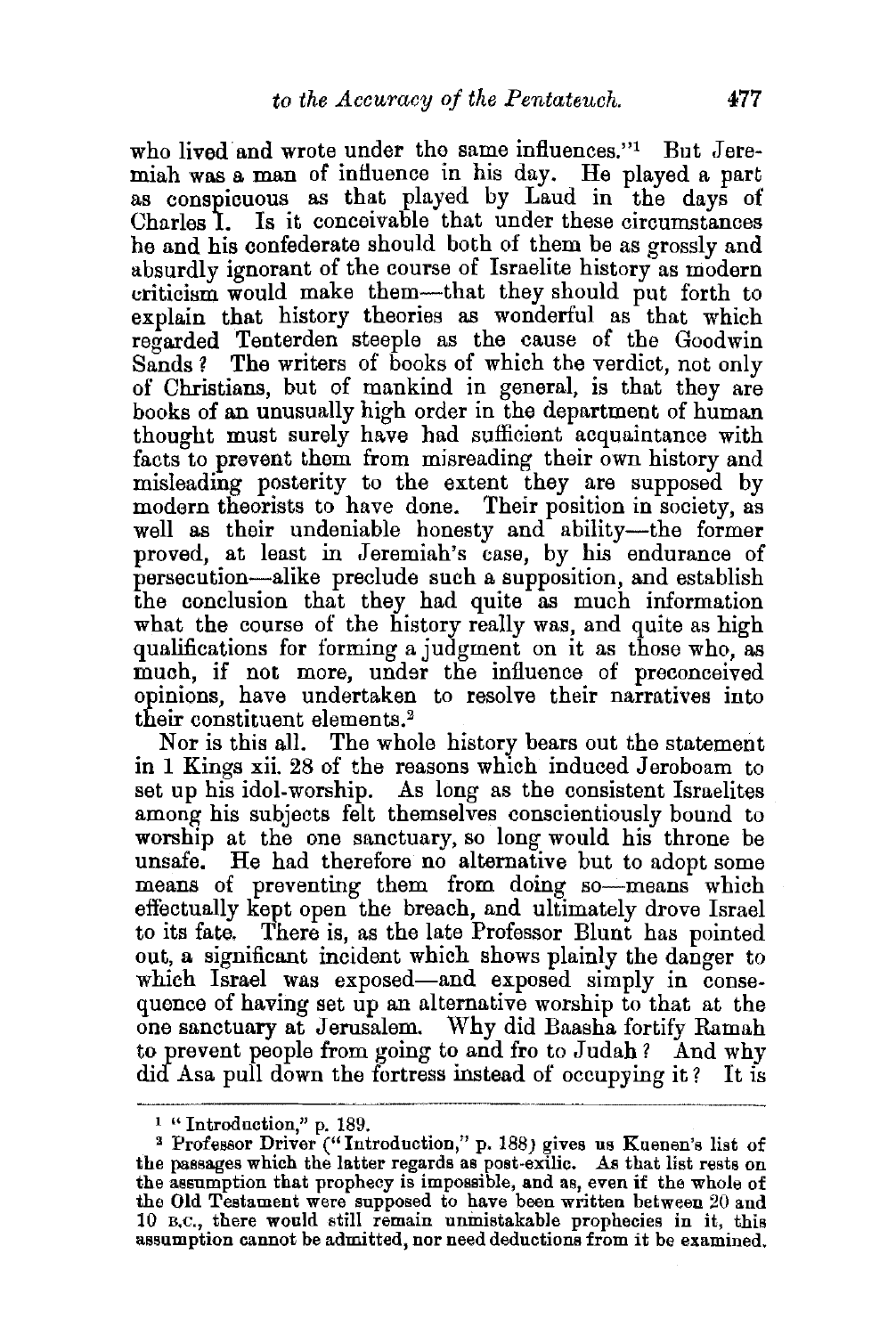who lived and wrote under the same influences."[1] But Jeremiah was a man of influence in his day. He played a part as conspicuous as that played by Laud in the days of Charles I. Is it conceivable that under these circumstances he and his confederate should both of them be as grossly and absurdly ignorant of the course of Israelite history as modern criticism would make them—that they should put forth to explain that history theories as wonderful as that which regarded Tenterden steeple as the cause of the Goodwin Sands? The writers of books of which the verdict, not only of Christians, but of mankind in general, is that they are books of an unusually high order in the department of human thought must surely have had sufficient acquaintance with facts to prevent them from misreading their own history and misleading posterity to the extent they are supposed by modern theorists to have done. Their position in society, as well as their undeniable honesty and ability—the former proved, at least in Jeremiah's case, by his endurance of persecution—alike preclude such a supposition, and establish the conclusion that they had quite as much information what the course of the history really was, and quite as high qualifications for forming a judgment on it as those who, as much, if not more, under the influence of preconceived opinions, have undertaken to resolve their narratives into their constituent elements.[2]

Nor is this all. The whole history bears out the statement in 1 Kings xii. 28 of the reasons which induced Jeroboam to set up his idol-worship. As long as the consistent Israelites among his subjects felt themselves conscientiously bound to worship at the one sanctuary, so long would his throne be unsafe. He had therefore no alternative but to adopt some means of preventing them from doing so—means which effectually kept open the breach, and ultimately drove Israel to its fate. There is, as the late Professor Blunt has pointed out, a significant incident which shows plainly the danger to which Israel was exposed—and exposed simply in consequence of having set up an alternative worship to that at the one sanctuary at Jerusalem. Why did Baasha fortify Ramah to prevent people from going to and fro to Judah? And why did Asa pull down the fortress instead of occupying it? It is

---

[1] "Introduction," p. 189.

[2] Professor Driver ("Introduction," p. 188) gives us Kuenen's list of the passages which the latter regards as post-exilic. As that list rests on the assumption that prophecy is impossible, and as, even if the whole of the Old Testament were supposed to have been written between 20 and 10 B.C., there would still remain unmistakable prophecies in it, this assumption cannot be admitted, nor need deductions from it be examined.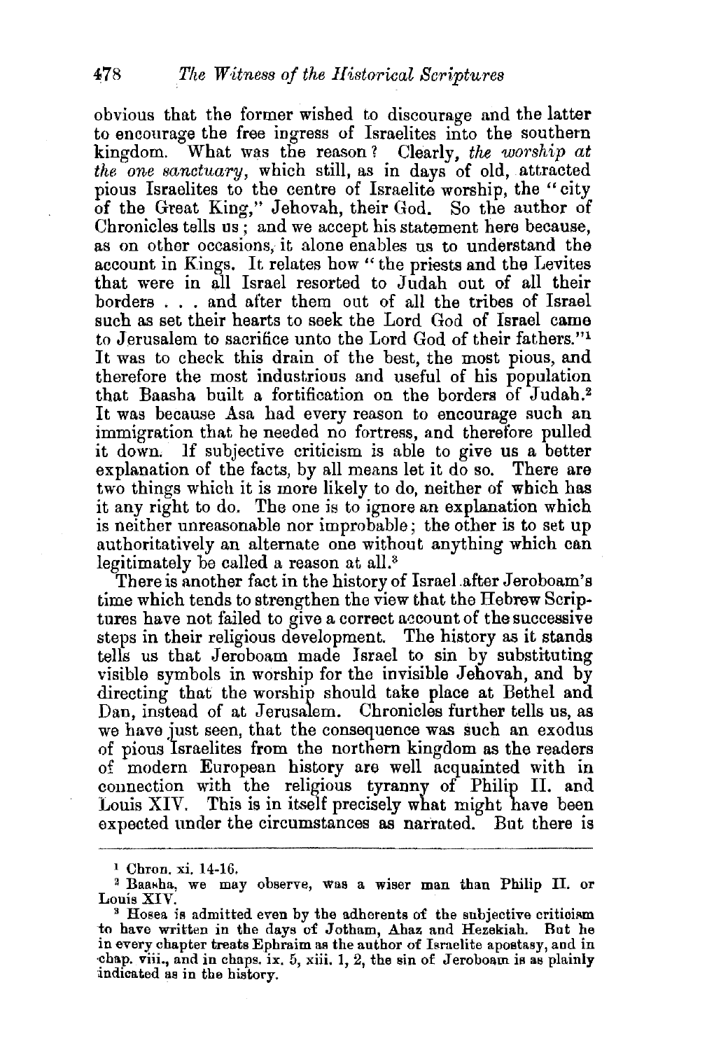obvious that the former wished to discourage and the latter to encourage the free ingress of Israelites into the southern kingdom. What was the reason? Clearly, *the worship at the one sanctuary*, which still, as in days of old, attracted pious Israelites to the centre of Israelite worship, the "city of the Great King," Jehovah, their God. So the author of Chronicles tells us; and we accept his statement here because, as on other occasions, it alone enables us to understand the account in Kings. It relates how "the priests and the Levites that were in all Israel resorted to Judah out of all their borders . . . and after them out of all the tribes of Israel such as set their hearts to seek the Lord God of Israel came to Jerusalem to sacrifice unto the Lord God of their fathers."[1] It was to check this drain of the best, the most pious, and therefore the most industrious and useful of his population that Baasha built a fortification on the borders of Judah.[2] It was because Asa had every reason to encourage such an immigration that he needed no fortress, and therefore pulled it down. If subjective criticism is able to give us a better explanation of the facts, by all means let it do so. There are two things which it is more likely to do, neither of which has it any right to do. The one is to ignore an explanation which is neither unreasonable nor improbable; the other is to set up authoritatively an alternate one without anything which can legitimately be called a reason at all.[3]

There is another fact in the history of Israel after Jeroboam's time which tends to strengthen the view that the Hebrew Scriptures have not failed to give a correct account of the successive steps in their religious development. The history as it stands tells us that Jeroboam made Israel to sin by substituting visible symbols in worship for the invisible Jehovah, and by directing that the worship should take place at Bethel and Dan, instead of at Jerusalem. Chronicles further tells us, as we have just seen, that the consequence was such an exodus of pious Israelites from the northern kingdom as the readers of modern European history are well acquainted with in connection with the religious tyranny of Philip II. and Louis XIV. This is in itself precisely what might have been expected under the circumstances as narrated. But there is

---

[1] Chron. xi. 14-16.

[2] Baasha, we may observe, was a wiser man than Philip II. or Louis XIV.

[3] Hosea is admitted even by the adherents of the subjective criticism to have written in the days of Jotham, Ahaz and Hezekiah. But he in every chapter treats Ephraim as the author of Israelite apostasy, and in chap. viii., and in chaps. ix. 5, xiii. 1, 2, the sin of Jeroboam is as plainly indicated as in the history.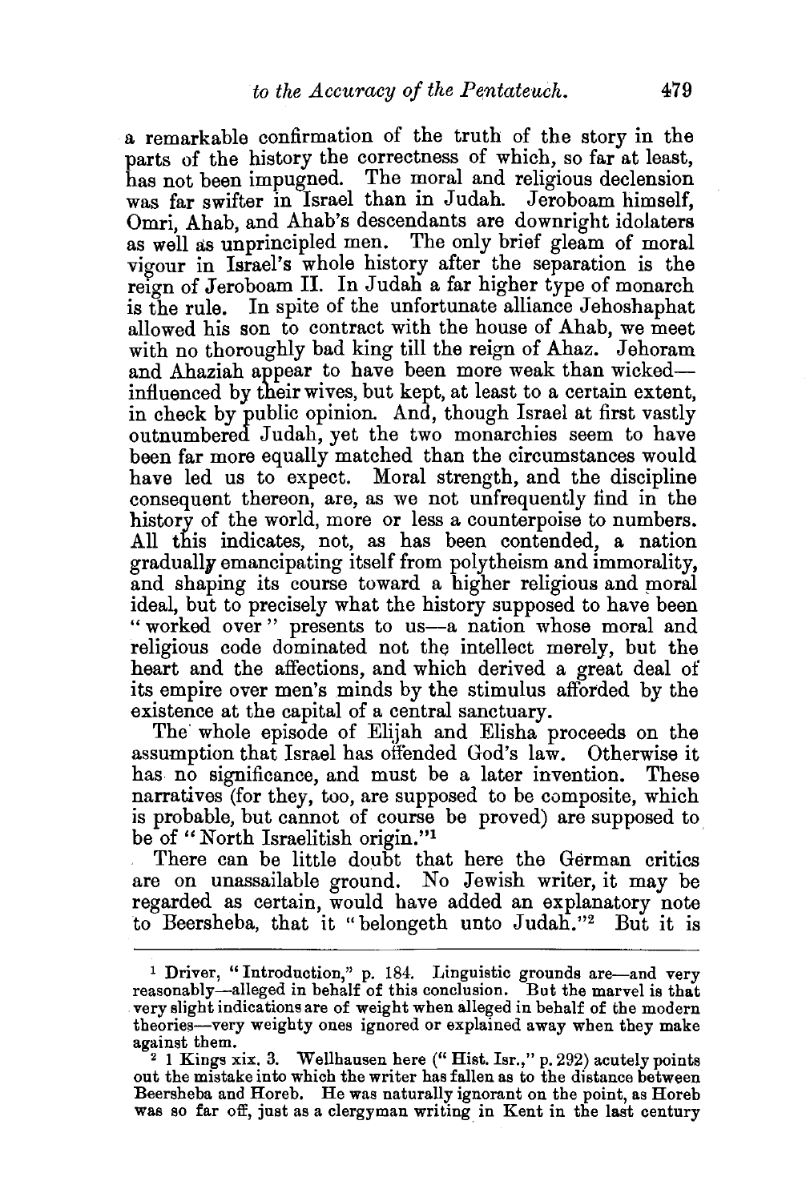a remarkable confirmation of the truth of the story in the parts of the history the correctness of which, so far at least, has not been impugned. The moral and religious declension was far swifter in Israel than in Judah. Jeroboam himself, Omri, Ahab, and Ahab's descendants are downright idolaters as well as unprincipled men. The only brief gleam of moral vigour in Israel's whole history after the separation is the reign of Jeroboam II. In Judah a far higher type of monarch is the rule. In spite of the unfortunate alliance Jehoshaphat allowed his son to contract with the house of Ahab, we meet with no thoroughly bad king till the reign of Ahaz. Jehoram and Ahaziah appear to have been more weak than wicked—influenced by their wives, but kept, at least to a certain extent, in check by public opinion. And, though Israel at first vastly outnumbered Judah, yet the two monarchies seem to have been far more equally matched than the circumstances would have led us to expect. Moral strength, and the discipline consequent thereon, are, as we not unfrequently find in the history of the world, more or less a counterpoise to numbers. All this indicates, not, as has been contended, a nation gradually emancipating itself from polytheism and immorality, and shaping its course toward a higher religious and moral ideal, but to precisely what the history supposed to have been "worked over" presents to us—a nation whose moral and religious code dominated not the intellect merely, but the heart and the affections, and which derived a great deal of its empire over men's minds by the stimulus afforded by the existence at the capital of a central sanctuary.

The whole episode of Elijah and Elisha proceeds on the assumption that Israel has offended God's law. Otherwise it has no significance, and must be a later invention. These narratives (for they, too, are supposed to be composite, which is probable, but cannot of course be proved) are supposed to be of "North Israelitish origin."[1]

There can be little doubt that here the German critics are on unassailable ground. No Jewish writer, it may be regarded as certain, would have added an explanatory note to Beersheba, that it "belongeth unto Judah."[2] But it is

---

[1] Driver, "Introduction," p. 184. Linguistic grounds are—and very reasonably—alleged in behalf of this conclusion. But the marvel is that very slight indications are of weight when alleged in behalf of the modern theories—very weighty ones ignored or explained away when they make against them.

[2] 1 Kings xix. 3. Wellhausen here ("Hist. Isr.," p. 292) acutely points out the mistake into which the writer has fallen as to the distance between Beersheba and Horeb. He was naturally ignorant on the point, as Horeb was so far off, just as a clergyman writing in Kent in the last century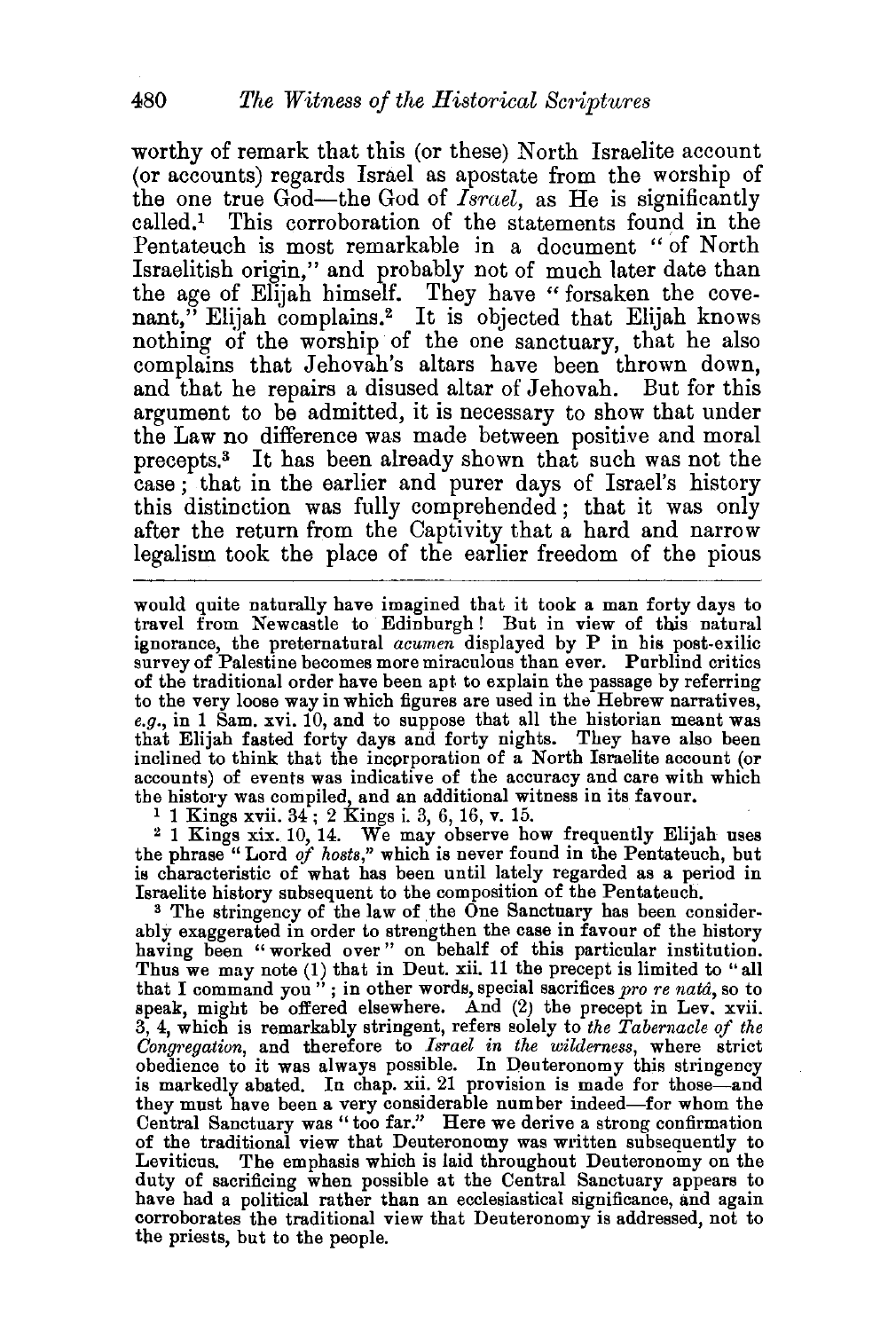worthy of remark that this (or these) North Israelite account (or accounts) regards Israel as apostate from the worship of the one true God—the God of *Israel*, as He is significantly called.[1] This corroboration of the statements found in the Pentateuch is most remarkable in a document "of North Israelitish origin," and probably not of much later date than the age of Elijah himself. They have "forsaken the covenant," Elijah complains.[2] It is objected that Elijah knows nothing of the worship of the one sanctuary, that he also complains that Jehovah's altars have been thrown down, and that he repairs a disused altar of Jehovah. But for this argument to be admitted, it is necessary to show that under the Law no difference was made between positive and moral precepts.[3] It has been already shown that such was not the case; that in the earlier and purer days of Israel's history this distinction was fully comprehended; that it was only after the return from the Captivity that a hard and narrow legalism took the place of the earlier freedom of the pious

---

would quite naturally have imagined that it took a man forty days to travel from Newcastle to Edinburgh! But in view of this natural ignorance, the preternatural *acumen* displayed by P in his post-exilic survey of Palestine becomes more miraculous than ever. **Purblind critics** of the traditional order have been apt to explain the passage by referring to the very loose way in which figures are used in the Hebrew narratives, *e.g.*, in 1 Sam. xvi. 10, and to suppose that all the historian meant was that Elijah fasted forty days and forty nights. They have also been inclined to think that the incorporation of a North Israelite account (or accounts) of events was indicative of the accuracy and care with which the history was compiled, and an additional witness in its favour.

[1] 1 Kings xvii. 34; 2 Kings i. 3, 6, 16, v. 15.

[2] 1 Kings xix. 10, 14. We may observe how frequently Elijah uses the phrase "Lord *of hosts*," which is never found in the Pentateuch, but is characteristic of what has been until lately regarded as a period in Israelite history subsequent to the composition of the Pentateuch.

[3] The stringency of the law of the One Sanctuary has been considerably exaggerated in order to strengthen the case in favour of the history having been "worked over" on behalf of this particular institution. Thus we may note (1) that in Deut. xii. 11 the precept is limited to "all that I command you"; in other words, special sacrifices *pro re natâ*, so to speak, might be offered elsewhere. And (2) the precept in Lev. xvii. 3, 4, which is remarkably stringent, refers solely to *the Tabernacle of the Congregation*, and therefore to *Israel in the wilderness*, where strict obedience to it was always possible. In Deuteronomy this stringency is markedly abated. In chap. xii. 21 provision is made for those—and they must have been a very considerable number indeed—for whom the Central Sanctuary was "too far." Here we derive a strong confirmation of the traditional view that Deuteronomy was written subsequently to Leviticus. The emphasis which is laid throughout Deuteronomy on the duty of sacrificing when possible at the Central Sanctuary appears to have had a political rather than an ecclesiastical significance, and again corroborates the traditional view that Deuteronomy is addressed, not to the priests, but to the people.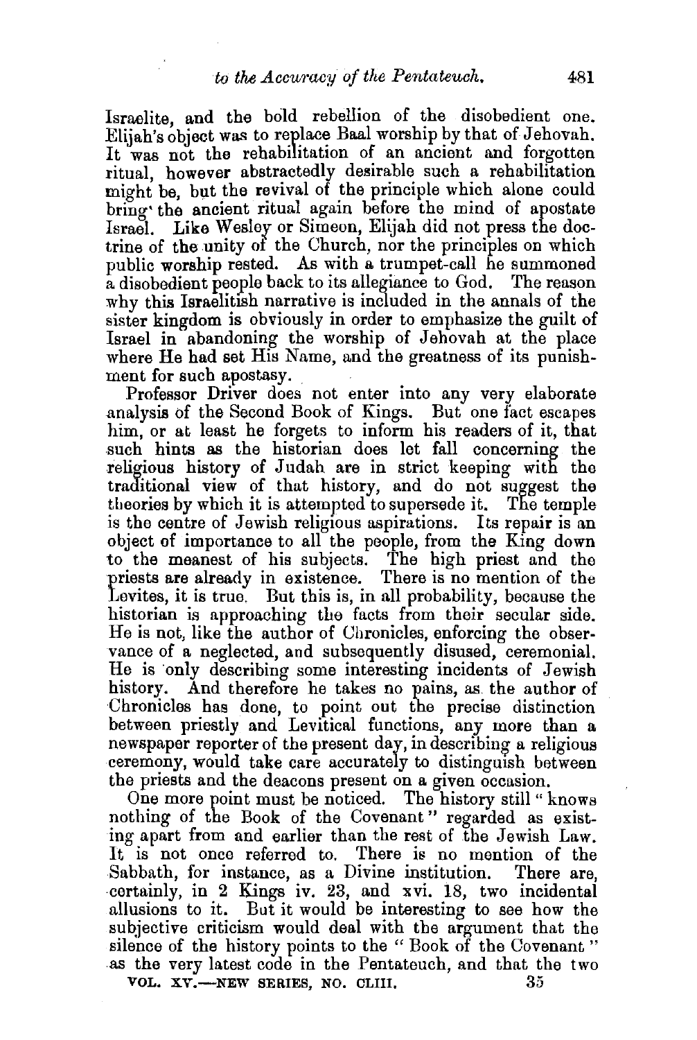Israelite, and the bold rebellion of the disobedient one. Elijah's object was to replace Baal worship by that of Jehovah. It was not the rehabilitation of an ancient and forgotten ritual, however abstractedly desirable such a rehabilitation might be, but the revival of the principle which alone could bring the ancient ritual again before the mind of apostate Israel. Like Wesley or Simeon, Elijah did not press the doctrine of the unity of the Church, nor the principles on which public worship rested. As with a trumpet-call he summoned a disobedient people back to its allegiance to God. The reason why this Israelitish narrative is included in the annals of the sister kingdom is obviously in order to emphasize the guilt of Israel in abandoning the worship of Jehovah at the place where He had set His Name, and the greatness of its punishment for such apostasy.

Professor Driver does not enter into any very elaborate analysis of the Second Book of Kings. But one fact escapes him, or at least he forgets to inform his readers of it, that such hints as the historian does let fall concerning the religious history of Judah are in strict keeping with the traditional view of that history, and do not suggest the theories by which it is attempted to supersede it. The temple is the centre of Jewish religious aspirations. Its repair is an object of importance to all the people, from the King down to the meanest of his subjects. The high priest and the priests are already in existence. There is no mention of the Levites, it is true. But this is, in all probability, because the historian is approaching the facts from their secular side. He is not, like the author of Chronicles, enforcing the observance of a neglected, and subsequently disused, ceremonial. He is only describing some interesting incidents of Jewish history. And therefore he takes no pains, as the author of Chronicles has done, to point out the precise distinction between priestly and Levitical functions, any more than a newspaper reporter of the present day, in describing a religious ceremony, would take care accurately to distinguish between the priests and the deacons present on a given occasion.

One more point must be noticed. The history still "knows nothing of the Book of the Covenant" regarded as existing apart from and earlier than the rest of the Jewish Law. It is not once referred to. There is no mention of the Sabbath, for instance, as a Divine institution. There are, certainly, in 2 Kings iv. 23, and xvi. 18, two incidental allusions to it. But it would be interesting to see how the subjective criticism would deal with the argument that the silence of the history points to the "Book of the Covenant" as the very latest code in the Pentateuch, and that the two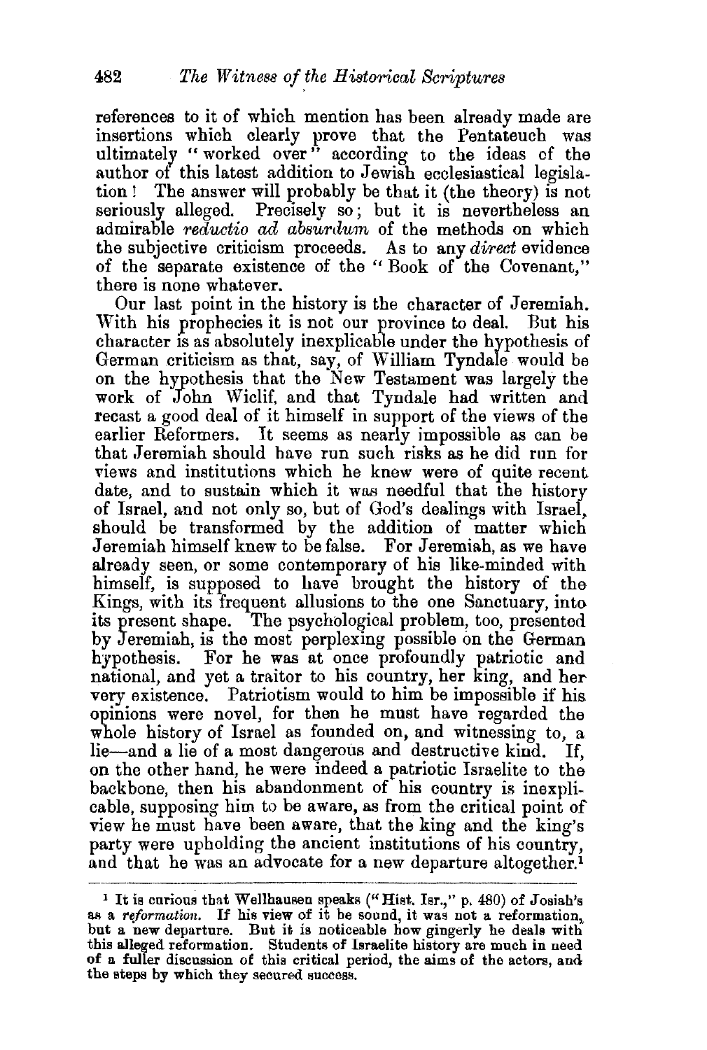references to it of which mention has been already made are insertions which clearly prove that the Pentateuch was ultimately "worked over" according to the ideas of the author of this latest addition to Jewish ecclesiastical legislation! The answer will probably be that it (the theory) is not seriously alleged. Precisely so; but it is nevertheless an admirable *reductio ad absurdum* of the methods on which the subjective criticism proceeds. As to any *direct* evidence of the separate existence of the "Book of the Covenant," there is none whatever.

Our last point in the history is the character of Jeremiah. With his prophecies it is not our province to deal. But his character is as absolutely inexplicable under the hypothesis of German criticism as that, say, of William Tyndale would be on the hypothesis that the New Testament was largely the work of John Wiclif, and that Tyndale had written and recast a good deal of it himself in support of the views of the earlier Reformers. It seems as nearly impossible as can be that Jeremiah should have run such risks as he did run for views and institutions which he knew were of quite recent date, and to sustain which it was needful that the history of Israel, and not only so, but of God's dealings with Israel, should be transformed by the addition of matter which Jeremiah himself knew to be false. For Jeremiah, as we have already seen, or some contemporary of his like-minded with himself, is supposed to have brought the history of the Kings, with its frequent allusions to the one Sanctuary, into its present shape. The psychological problem, too, presented by Jeremiah, is the most perplexing possible on the German hypothesis. For he was at once profoundly patriotic and national, and yet a traitor to his country, her king, and her very existence. Patriotism would to him be impossible if his opinions were novel, for then he must have regarded the whole history of Israel as founded on, and witnessing to, a lie—and a lie of a most dangerous and destructive kind. If, on the other hand, he were indeed a patriotic Israelite to the backbone, then his abandonment of his country is inexplicable, supposing him to be aware, as from the critical point of view he must have been aware, that the king and the king's party were upholding the ancient institutions of his country, and that he was an advocate for a new departure altogether.[1]

[1] It is curious that Wellhausen speaks ("Hist. Isr.," p. 480) of Josiah's as a *reformation*. If his view of it be sound, it was not a reformation, but a new departure. But it is noticeable how gingerly he deals with this alleged reformation. Students of Israelite history are much in need of a fuller discussion of this critical period, the aims of the actors, and the steps by which they secured success.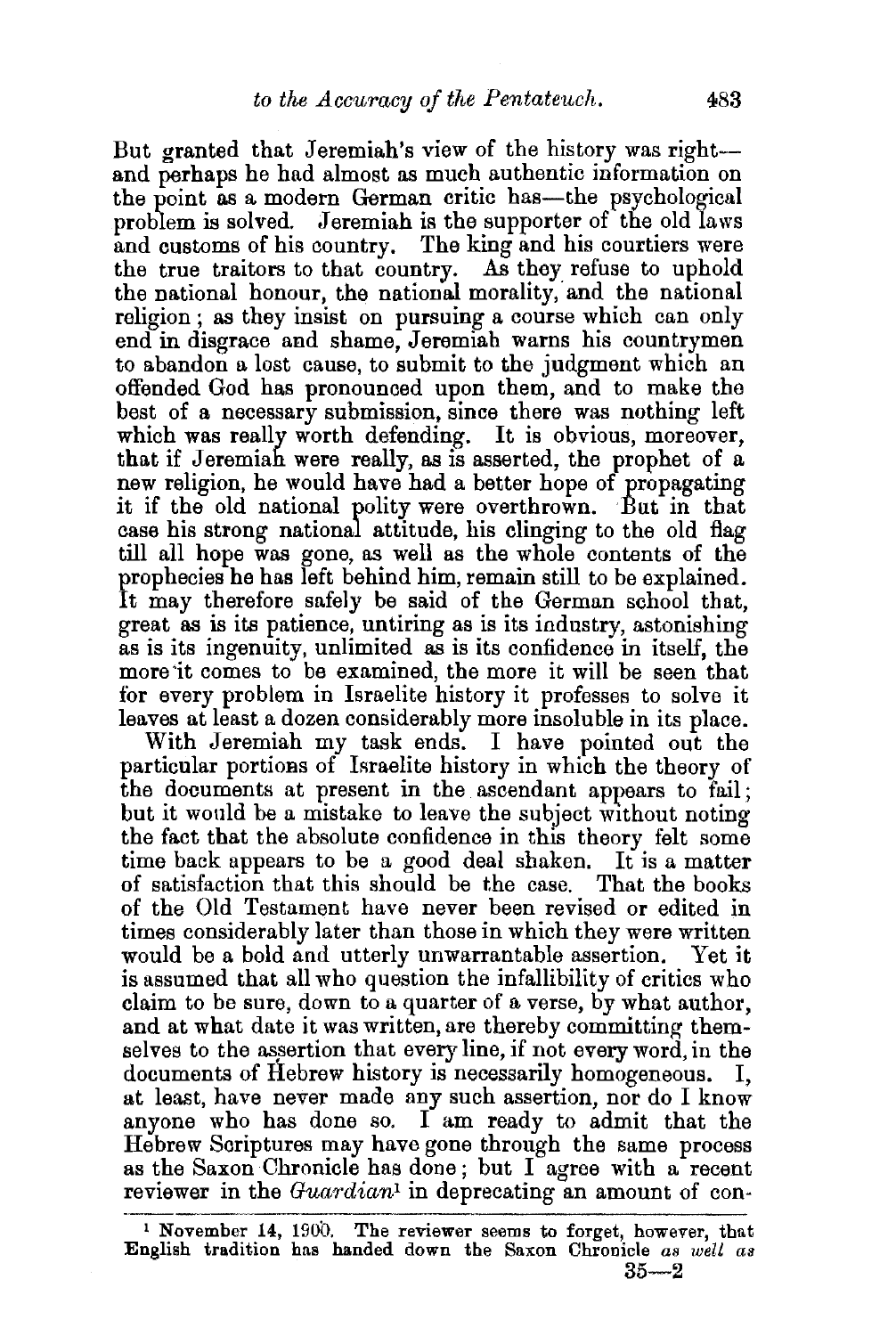But granted that Jeremiah's view of the history was right—and perhaps he had almost as much authentic information on the point as a modern German critic has—the psychological problem is solved. Jeremiah is the supporter of the old laws and customs of his country. The king and his courtiers were the true traitors to that country. As they refuse to uphold the national honour, the national morality, and the national religion; as they insist on pursuing a course which can only end in disgrace and shame, Jeremiah warns his countrymen to abandon a lost cause, to submit to the judgment which an offended God has pronounced upon them, and to make the best of a necessary submission, since there was nothing left which was really worth defending. It is obvious, moreover, that if Jeremiah were really, as is asserted, the prophet of a new religion, he would have had a better hope of propagating it if the old national polity were overthrown. But in that case his strong national attitude, his clinging to the old flag till all hope was gone, as well as the whole contents of the prophecies he has left behind him, remain still to be explained. It may therefore safely be said of the German school that, great as is its patience, untiring as is its industry, astonishing as is its ingenuity, unlimited as is its confidence in itself, the more it comes to be examined, the more it will be seen that for every problem in Israelite history it professes to solve it leaves at least a dozen considerably more insoluble in its place.

With Jeremiah my task ends. I have pointed out the particular portions of Israelite history in which the theory of the documents at present in the ascendant appears to fail; but it would be a mistake to leave the subject without noting the fact that the absolute confidence in this theory felt some time back appears to be a good deal shaken. It is a matter of satisfaction that this should be the case. That the books of the Old Testament have never been revised or edited in times considerably later than those in which they were written would be a bold and utterly unwarrantable assertion. Yet it is assumed that all who question the infallibility of critics who claim to be sure, down to a quarter of a verse, by what author, and at what date it was written, are thereby committing themselves to the assertion that every line, if not every word, in the documents of Hebrew history is necessarily homogeneous. I, at least, have never made any such assertion, nor do I know anyone who has done so. I am ready to admit that the Hebrew Scriptures may have gone through the same process as the Saxon Chronicle has done; but I agree with a recent reviewer in the *Guardian*[1] in deprecating an amount of con-

[1] November 14, 1900. The reviewer seems to forget, however, that English tradition has handed down the Saxon Chronicle *as well as*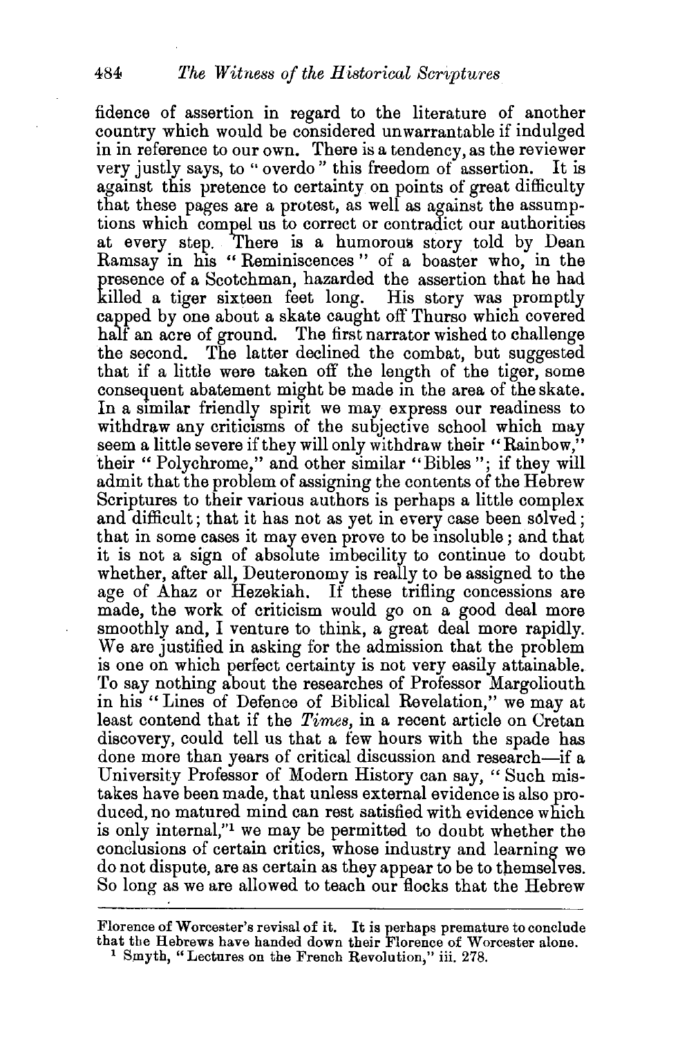fidence of assertion in regard to the literature of another country which would be considered unwarrantable if indulged in in reference to our own. There is a tendency, as the reviewer very justly says, to "overdo" this freedom of assertion. It is against this pretence to certainty on points of great difficulty that these pages are a protest, as well as against the assumptions which compel us to correct or contradict our authorities at every step. There is a humorous story told by Dean Ramsay in his "Reminiscences" of a boaster who, in the presence of a Scotchman, hazarded the assertion that he had killed a tiger sixteen feet long. His story was promptly capped by one about a skate caught off Thurso which covered half an acre of ground. The first narrator wished to challenge the second. The latter declined the combat, but suggested that if a little were taken off the length of the tiger, some consequent abatement might be made in the area of the skate. In a similar friendly spirit we may express our readiness to withdraw any criticisms of the subjective school which may seem a little severe if they will only withdraw their "Rainbow," their "Polychrome," and other similar "Bibles"; if they will admit that the problem of assigning the contents of the Hebrew Scriptures to their various authors is perhaps a little complex and difficult; that it has not as yet in every case been solved; that in some cases it may even prove to be insoluble; and that it is not a sign of absolute imbecility to continue to doubt whether, after all, Deuteronomy is really to be assigned to the age of Ahaz or Hezekiah. If these trifling concessions are made, the work of criticism would go on a good deal more smoothly and, I venture to think, a great deal more rapidly. We are justified in asking for the admission that the problem is one on which perfect certainty is not very easily attainable. To say nothing about the researches of Professor Margoliouth in his "Lines of Defence of Biblical Revelation," we may at least contend that if the *Times*, in a recent article on Cretan discovery, could tell us that a few hours with the spade has done more than years of critical discussion and research—if a University Professor of Modern History can say, "Such mistakes have been made, that unless external evidence is also produced, no matured mind can rest satisfied with evidence which is only internal,"[1] we may be permitted to doubt whether the conclusions of certain critics, whose industry and learning we do not dispute, are as certain as they appear to be to themselves. So long as we are allowed to teach our flocks that the Hebrew

---

Florence of Worcester's revisal of it. It is perhaps premature to conclude that the Hebrews have handed down their Florence of Worcester alone.

[1] Smyth, "Lectures on the French Revolution," iii. 278.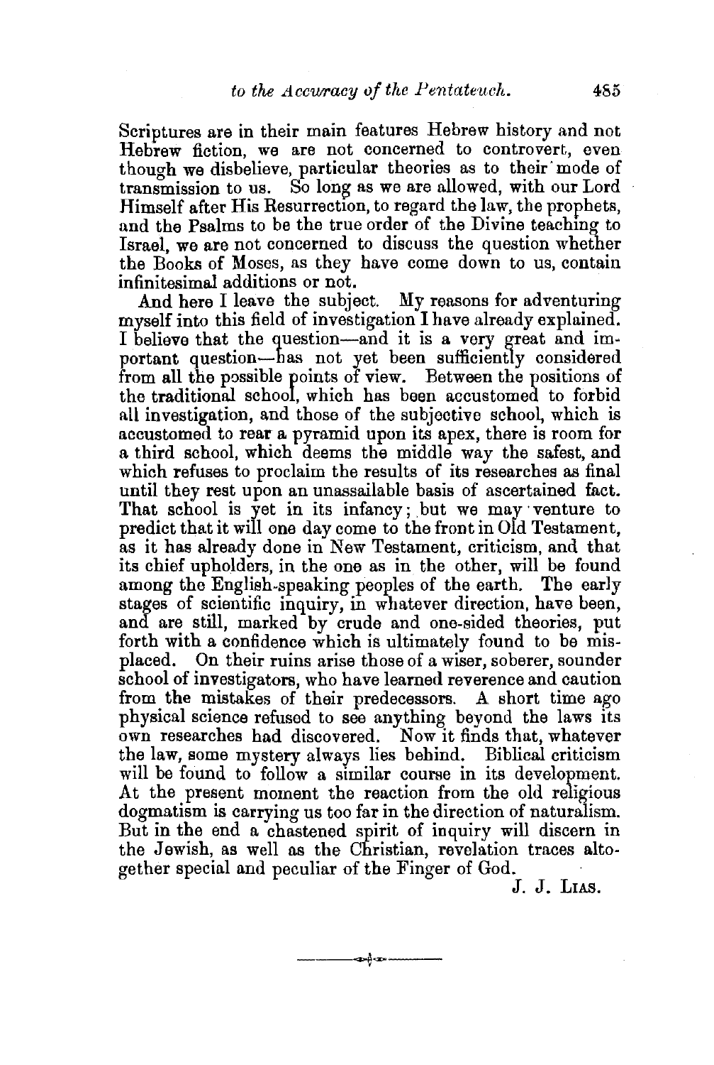Scriptures are in their main features Hebrew history and not Hebrew fiction, we are not concerned to controvert, even though we disbelieve, particular theories as to their mode of transmission to us. So long as we are allowed, with our Lord Himself after His Resurrection, to regard the law, the prophets, and the Psalms to be the true order of the Divine teaching to Israel, we are not concerned to discuss the question whether the Books of Moses, as they have come down to us, contain infinitesimal additions or not.

And here I leave the subject. My reasons for adventuring myself into this field of investigation I have already explained. I believe that the question—and it is a very great and important question—has not yet been sufficiently considered from all the possible points of view. Between the positions of the traditional school, which has been accustomed to forbid all investigation, and those of the subjective school, which is accustomed to rear a pyramid upon its apex, there is room for a third school, which deems the middle way the safest, and which refuses to proclaim the results of its researches as final until they rest upon an unassailable basis of ascertained fact. That school is yet in its infancy; but we may venture to predict that it will one day come to the front in Old Testament, as it has already done in New Testament, criticism, and that its chief upholders, in the one as in the other, will be found among the English-speaking peoples of the earth. The early stages of scientific inquiry, in whatever direction, have been, and are still, marked by crude and one-sided theories, put forth with a confidence which is ultimately found to be misplaced. On their ruins arise those of a wiser, soberer, sounder school of investigators, who have learned reverence and caution from the mistakes of their predecessors. A short time ago physical science refused to see anything beyond the laws its own researches had discovered. Now it finds that, whatever the law, some mystery always lies behind. Biblical criticism will be found to follow a similar course in its development. At the present moment the reaction from the old religious dogmatism is carrying us too far in the direction of naturalism. But in the end a chastened spirit of inquiry will discern in the Jewish, as well as the Christian, revelation traces altogether special and peculiar of the Finger of God.

J. J. LIAS.